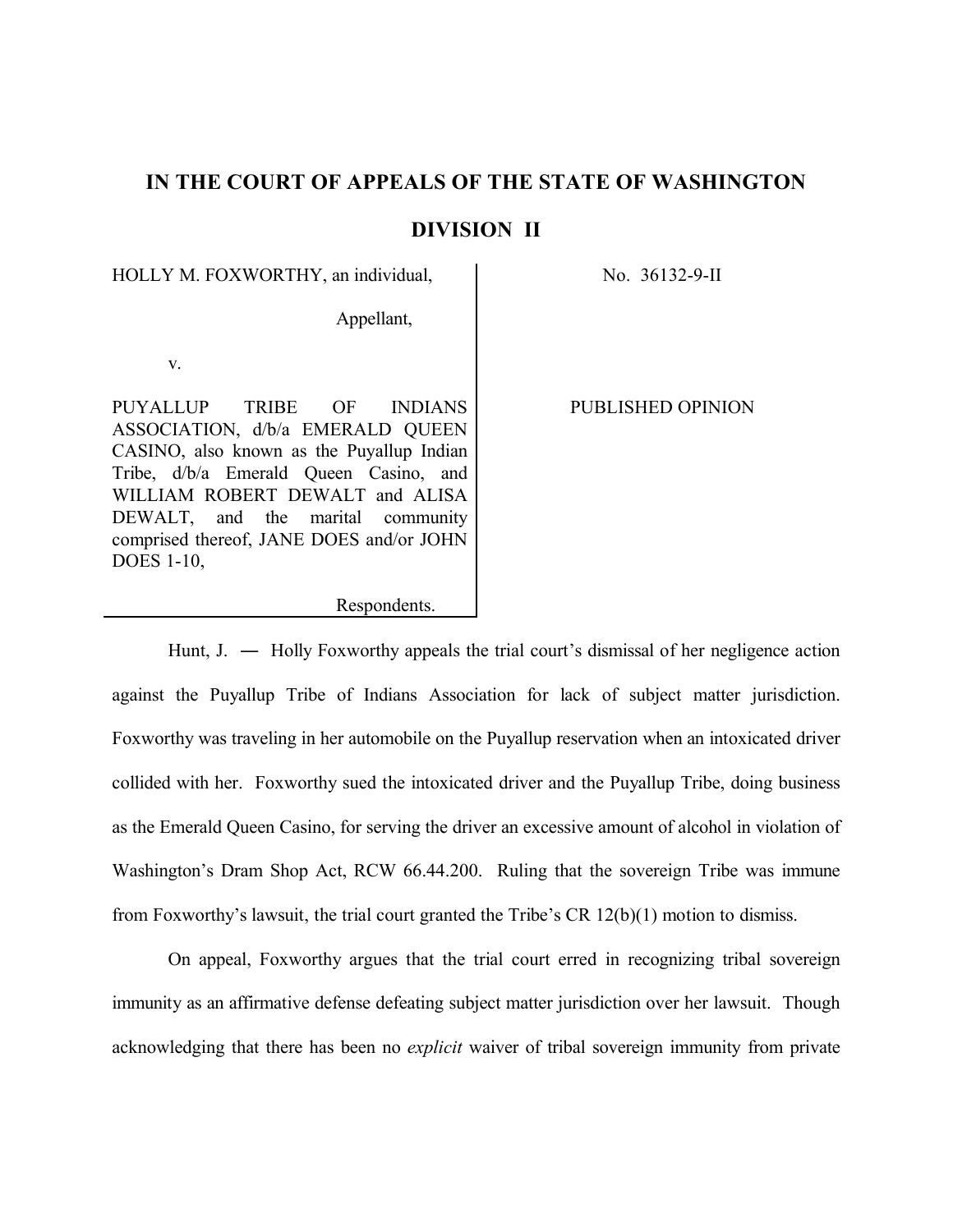# IN THE COURT OF APPEALS OF THE STATE OF WASHINGTON

## DIVISION II

| | |
|---|---|
| HOLLY M. FOXWORTHY, an individual,<br><br>Appellant,<br><br>v.<br><br>PUYALLUP TRIBE OF INDIANS ASSOCIATION, d/b/a EMERALD QUEEN CASINO, also known as the Puyallup Indian Tribe, d/b/a Emerald Queen Casino, and WILLIAM ROBERT DEWALT and ALISA DEWALT, and the marital community comprised thereof, JANE DOES and/or JOHN DOES 1-10,<br><br>Respondents. | No. 36132-9-II<br><br>PUBLISHED OPINION |

Hunt, J. — Holly Foxworthy appeals the trial court's dismissal of her negligence action against the Puyallup Tribe of Indians Association for lack of subject matter jurisdiction. Foxworthy was traveling in her automobile on the Puyallup reservation when an intoxicated driver collided with her. Foxworthy sued the intoxicated driver and the Puyallup Tribe, doing business as the Emerald Queen Casino, for serving the driver an excessive amount of alcohol in violation of Washington's Dram Shop Act, RCW 66.44.200. Ruling that the sovereign Tribe was immune from Foxworthy's lawsuit, the trial court granted the Tribe's CR 12(b)(1) motion to dismiss.

On appeal, Foxworthy argues that the trial court erred in recognizing tribal sovereign immunity as an affirmative defense defeating subject matter jurisdiction over her lawsuit. Though acknowledging that there has been no *explicit* waiver of tribal sovereign immunity from private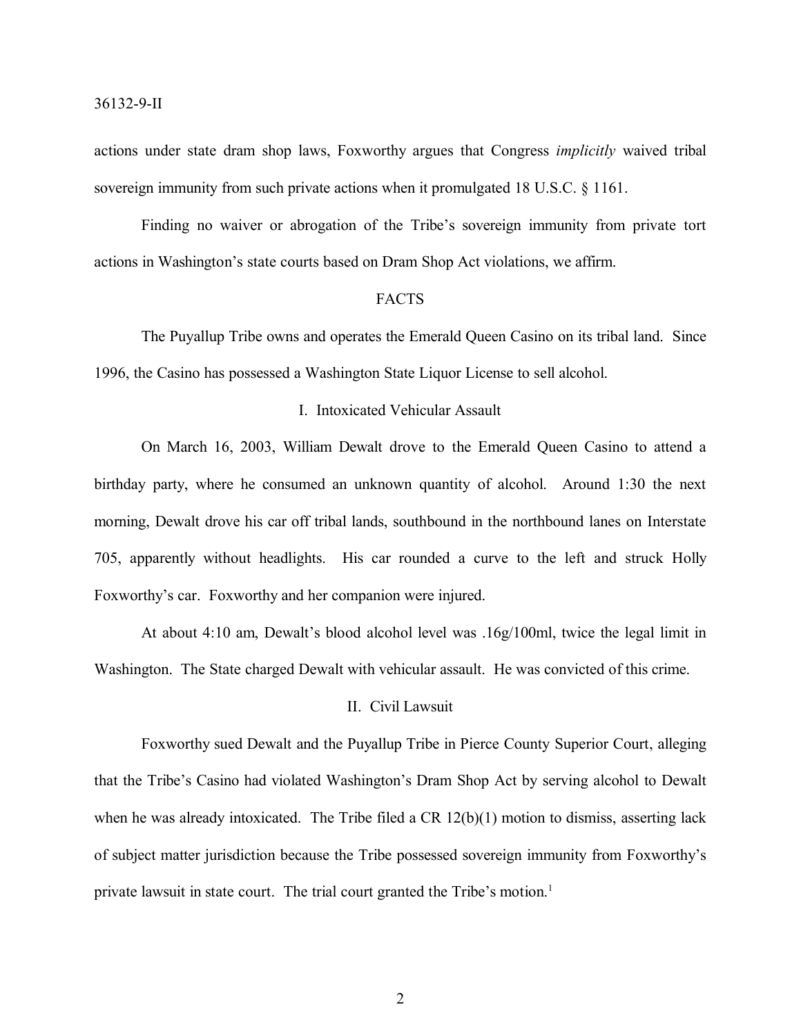actions under state dram shop laws, Foxworthy argues that Congress *implicitly* waived tribal sovereign immunity from such private actions when it promulgated 18 U.S.C. § 1161.

Finding no waiver or abrogation of the Tribe's sovereign immunity from private tort actions in Washington's state courts based on Dram Shop Act violations, we affirm.

## FACTS

The Puyallup Tribe owns and operates the Emerald Queen Casino on its tribal land. Since 1996, the Casino has possessed a Washington State Liquor License to sell alcohol.

### I. Intoxicated Vehicular Assault

On March 16, 2003, William Dewalt drove to the Emerald Queen Casino to attend a birthday party, where he consumed an unknown quantity of alcohol. Around 1:30 the next morning, Dewalt drove his car off tribal lands, southbound in the northbound lanes on Interstate 705, apparently without headlights. His car rounded a curve to the left and struck Holly Foxworthy's car. Foxworthy and her companion were injured.

At about 4:10 am, Dewalt's blood alcohol level was .16g/100ml, twice the legal limit in Washington. The State charged Dewalt with vehicular assault. He was convicted of this crime.

### II. Civil Lawsuit

Foxworthy sued Dewalt and the Puyallup Tribe in Pierce County Superior Court, alleging that the Tribe's Casino had violated Washington's Dram Shop Act by serving alcohol to Dewalt when he was already intoxicated. The Tribe filed a CR 12(b)(1) motion to dismiss, asserting lack of subject matter jurisdiction because the Tribe possessed sovereign immunity from Foxworthy's private lawsuit in state court. The trial court granted the Tribe's motion.[1]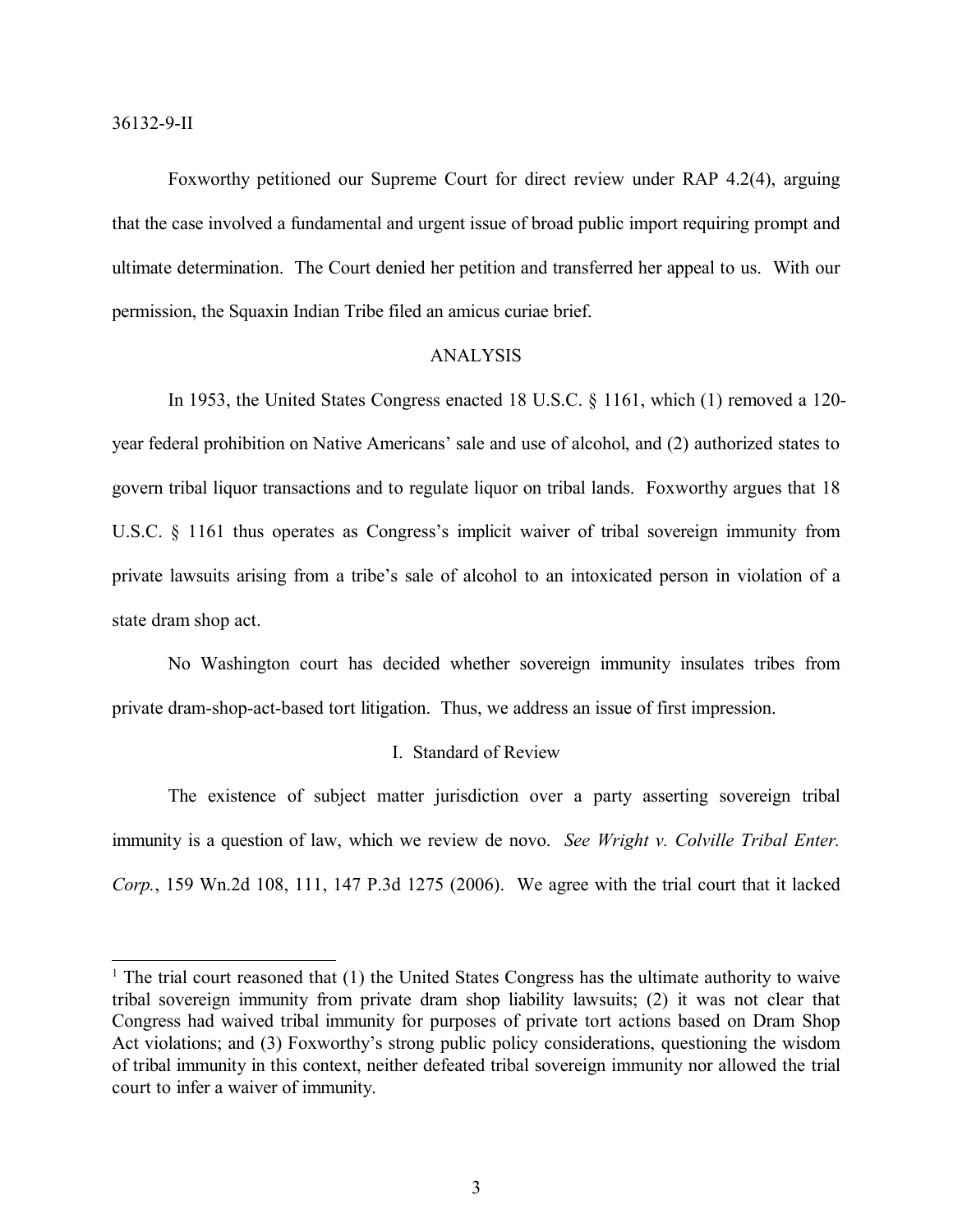Foxworthy petitioned our Supreme Court for direct review under RAP 4.2(4), arguing that the case involved a fundamental and urgent issue of broad public import requiring prompt and ultimate determination. The Court denied her petition and transferred her appeal to us. With our permission, the Squaxin Indian Tribe filed an amicus curiae brief.

## ANALYSIS

In 1953, the United States Congress enacted 18 U.S.C. § 1161, which (1) removed a 120-year federal prohibition on Native Americans' sale and use of alcohol, and (2) authorized states to govern tribal liquor transactions and to regulate liquor on tribal lands. Foxworthy argues that 18 U.S.C. § 1161 thus operates as Congress's implicit waiver of tribal sovereign immunity from private lawsuits arising from a tribe's sale of alcohol to an intoxicated person in violation of a state dram shop act.

No Washington court has decided whether sovereign immunity insulates tribes from private dram-shop-act-based tort litigation. Thus, we address an issue of first impression.

### I. Standard of Review

The existence of subject matter jurisdiction over a party asserting sovereign tribal immunity is a question of law, which we review de novo. *See Wright v. Colville Tribal Enter. Corp.*, 159 Wn.2d 108, 111, 147 P.3d 1275 (2006). We agree with the trial court that it lacked

---

[1] The trial court reasoned that (1) the United States Congress has the ultimate authority to waive tribal sovereign immunity from private dram shop liability lawsuits; (2) it was not clear that Congress had waived tribal immunity for purposes of private tort actions based on Dram Shop Act violations; and (3) Foxworthy's strong public policy considerations, questioning the wisdom of tribal immunity in this context, neither defeated tribal sovereign immunity nor allowed the trial court to infer a waiver of immunity.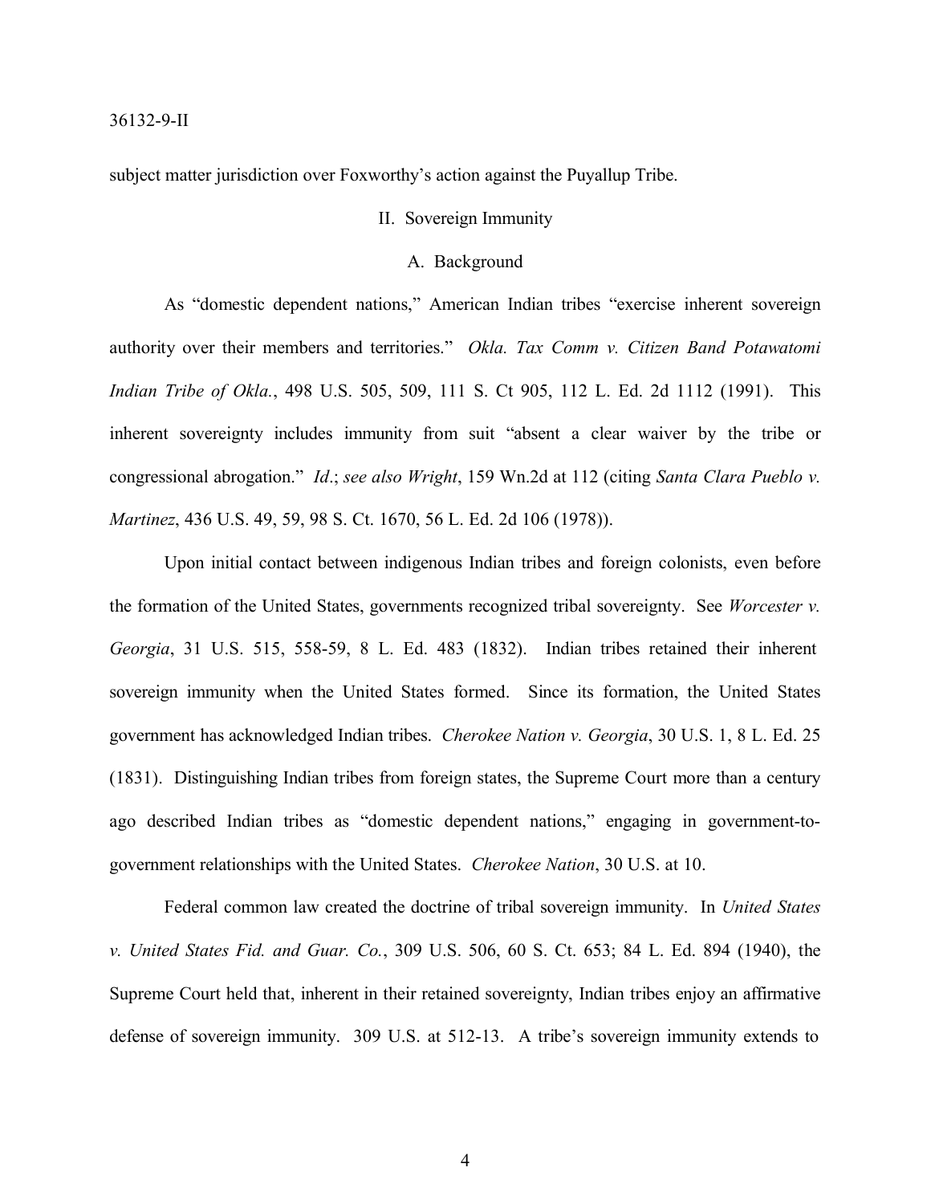subject matter jurisdiction over Foxworthy's action against the Puyallup Tribe.

## II. Sovereign Immunity

### A. Background

As "domestic dependent nations," American Indian tribes "exercise inherent sovereign authority over their members and territories." *Okla. Tax Comm v. Citizen Band Potawatomi Indian Tribe of Okla.*, 498 U.S. 505, 509, 111 S. Ct 905, 112 L. Ed. 2d 1112 (1991). This inherent sovereignty includes immunity from suit "absent a clear waiver by the tribe or congressional abrogation." *Id*.; *see also Wright*, 159 Wn.2d at 112 (citing *Santa Clara Pueblo v. Martinez*, 436 U.S. 49, 59, 98 S. Ct. 1670, 56 L. Ed. 2d 106 (1978)).

Upon initial contact between indigenous Indian tribes and foreign colonists, even before the formation of the United States, governments recognized tribal sovereignty. See *Worcester v. Georgia*, 31 U.S. 515, 558-59, 8 L. Ed. 483 (1832). Indian tribes retained their inherent sovereign immunity when the United States formed. Since its formation, the United States government has acknowledged Indian tribes. *Cherokee Nation v. Georgia*, 30 U.S. 1, 8 L. Ed. 25 (1831). Distinguishing Indian tribes from foreign states, the Supreme Court more than a century ago described Indian tribes as "domestic dependent nations," engaging in government-to-government relationships with the United States. *Cherokee Nation*, 30 U.S. at 10.

Federal common law created the doctrine of tribal sovereign immunity. In *United States v. United States Fid. and Guar. Co.*, 309 U.S. 506, 60 S. Ct. 653; 84 L. Ed. 894 (1940), the Supreme Court held that, inherent in their retained sovereignty, Indian tribes enjoy an affirmative defense of sovereign immunity. 309 U.S. at 512-13. A tribe's sovereign immunity extends to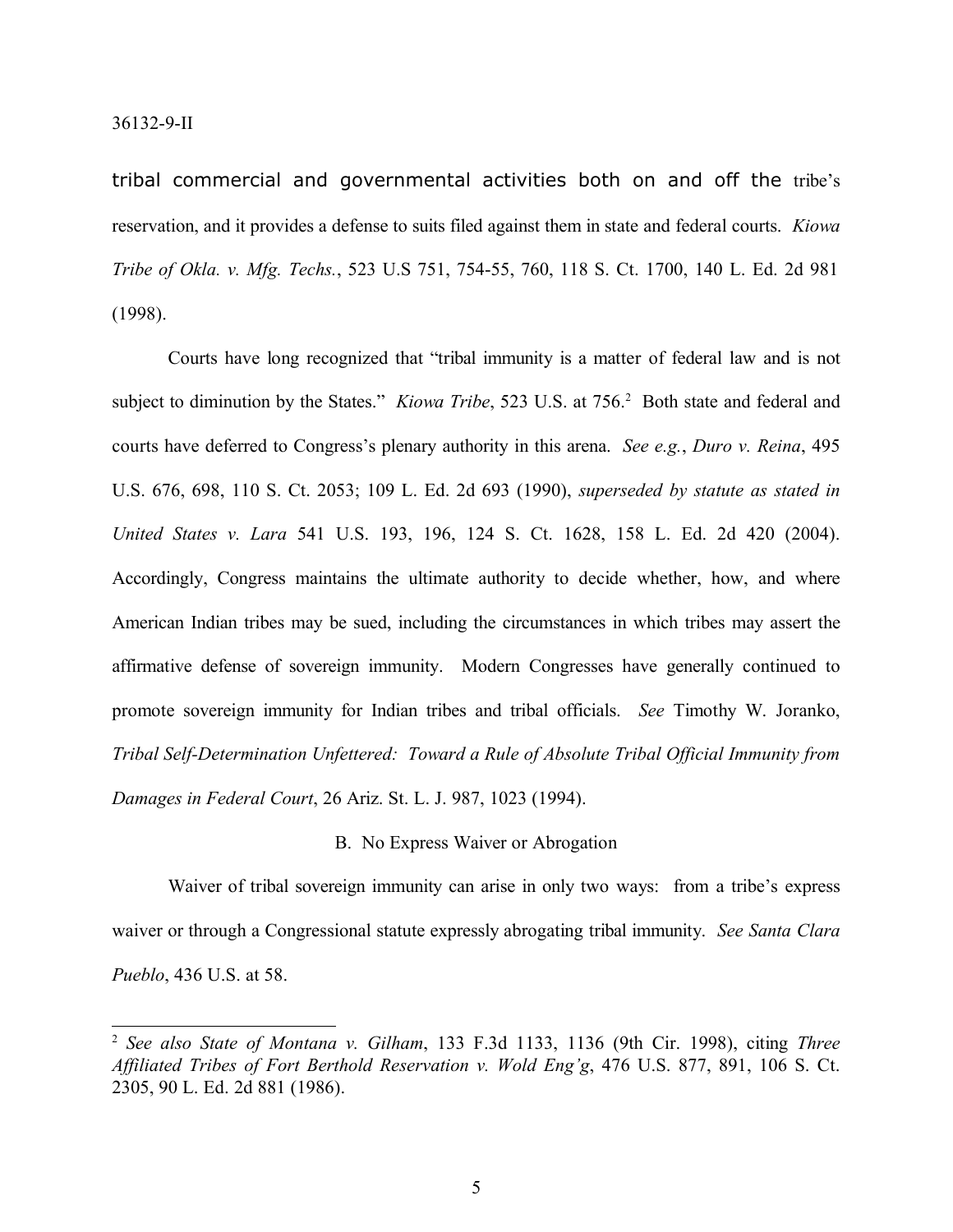tribal commercial and governmental activities both on and off the tribe's reservation, and it provides a defense to suits filed against them in state and federal courts. *Kiowa Tribe of Okla. v. Mfg. Techs.*, 523 U.S 751, 754-55, 760, 118 S. Ct. 1700, 140 L. Ed. 2d 981 (1998).

Courts have long recognized that "tribal immunity is a matter of federal law and is not subject to diminution by the States." *Kiowa Tribe*, 523 U.S. at 756.[2] Both state and federal and courts have deferred to Congress's plenary authority in this arena. *See e.g.*, *Duro v. Reina*, 495 U.S. 676, 698, 110 S. Ct. 2053; 109 L. Ed. 2d 693 (1990), *superseded by statute as stated in United States v. Lara* 541 U.S. 193, 196, 124 S. Ct. 1628, 158 L. Ed. 2d 420 (2004). Accordingly, Congress maintains the ultimate authority to decide whether, how, and where American Indian tribes may be sued, including the circumstances in which tribes may assert the affirmative defense of sovereign immunity. Modern Congresses have generally continued to promote sovereign immunity for Indian tribes and tribal officials. *See* Timothy W. Joranko, *Tribal Self-Determination Unfettered: Toward a Rule of Absolute Tribal Official Immunity from Damages in Federal Court*, 26 Ariz. St. L. J. 987, 1023 (1994).

B. No Express Waiver or Abrogation

Waiver of tribal sovereign immunity can arise in only two ways: from a tribe's express waiver or through a Congressional statute expressly abrogating tribal immunity. *See Santa Clara Pueblo*, 436 U.S. at 58.

---

[2] *See also State of Montana v. Gilham*, 133 F.3d 1133, 1136 (9th Cir. 1998), citing *Three Affiliated Tribes of Fort Berthold Reservation v. Wold Eng'g*, 476 U.S. 877, 891, 106 S. Ct. 2305, 90 L. Ed. 2d 881 (1986).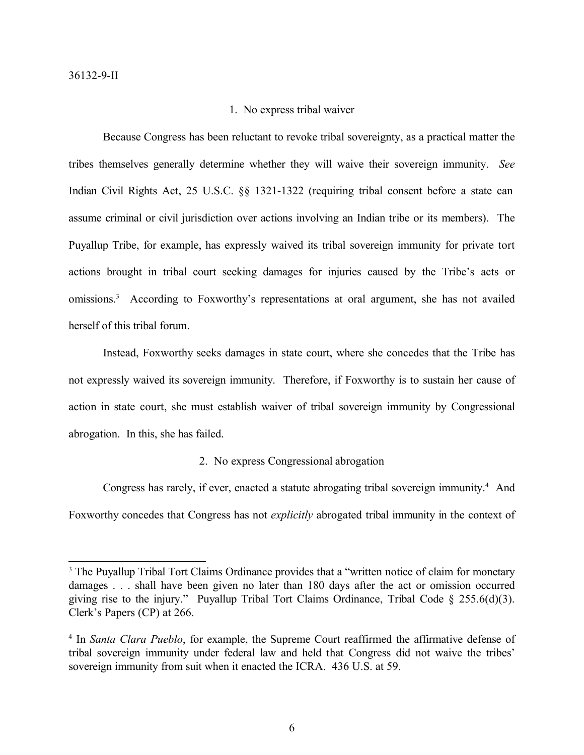### 1. No express tribal waiver

Because Congress has been reluctant to revoke tribal sovereignty, as a practical matter the tribes themselves generally determine whether they will waive their sovereign immunity. *See* Indian Civil Rights Act, 25 U.S.C. §§ 1321-1322 (requiring tribal consent before a state can assume criminal or civil jurisdiction over actions involving an Indian tribe or its members). The Puyallup Tribe, for example, has expressly waived its tribal sovereign immunity for private tort actions brought in tribal court seeking damages for injuries caused by the Tribe's acts or omissions.[3] According to Foxworthy's representations at oral argument, she has not availed herself of this tribal forum.

Instead, Foxworthy seeks damages in state court, where she concedes that the Tribe has not expressly waived its sovereign immunity. Therefore, if Foxworthy is to sustain her cause of action in state court, she must establish waiver of tribal sovereign immunity by Congressional abrogation. In this, she has failed.

### 2. No express Congressional abrogation

Congress has rarely, if ever, enacted a statute abrogating tribal sovereign immunity.[4] And Foxworthy concedes that Congress has not *explicitly* abrogated tribal immunity in the context of

---

[3] The Puyallup Tribal Tort Claims Ordinance provides that a "written notice of claim for monetary damages . . . shall have been given no later than 180 days after the act or omission occurred giving rise to the injury." Puyallup Tribal Tort Claims Ordinance, Tribal Code § 255.6(d)(3). Clerk's Papers (CP) at 266.

[4] In *Santa Clara Pueblo*, for example, the Supreme Court reaffirmed the affirmative defense of tribal sovereign immunity under federal law and held that Congress did not waive the tribes' sovereign immunity from suit when it enacted the ICRA. 436 U.S. at 59.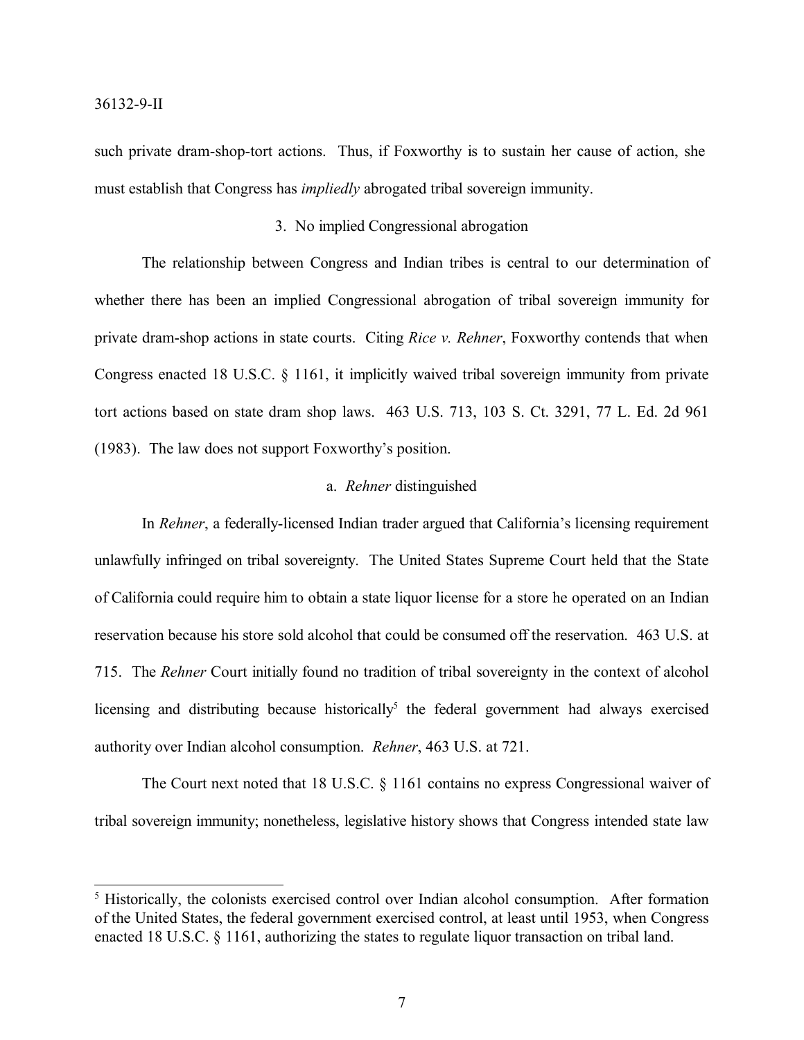such private dram-shop-tort actions. Thus, if Foxworthy is to sustain her cause of action, she must establish that Congress has *impliedly* abrogated tribal sovereign immunity.

### 3. No implied Congressional abrogation

The relationship between Congress and Indian tribes is central to our determination of whether there has been an implied Congressional abrogation of tribal sovereign immunity for private dram-shop actions in state courts. Citing *Rice v. Rehner*, Foxworthy contends that when Congress enacted 18 U.S.C. § 1161, it implicitly waived tribal sovereign immunity from private tort actions based on state dram shop laws. 463 U.S. 713, 103 S. Ct. 3291, 77 L. Ed. 2d 961 (1983). The law does not support Foxworthy's position.

#### a. *Rehner* distinguished

In *Rehner*, a federally-licensed Indian trader argued that California's licensing requirement unlawfully infringed on tribal sovereignty. The United States Supreme Court held that the State of California could require him to obtain a state liquor license for a store he operated on an Indian reservation because his store sold alcohol that could be consumed off the reservation. 463 U.S. at 715. The *Rehner* Court initially found no tradition of tribal sovereignty in the context of alcohol licensing and distributing because historically[5] the federal government had always exercised authority over Indian alcohol consumption. *Rehner*, 463 U.S. at 721.

The Court next noted that 18 U.S.C. § 1161 contains no express Congressional waiver of tribal sovereign immunity; nonetheless, legislative history shows that Congress intended state law

---

[5] Historically, the colonists exercised control over Indian alcohol consumption. After formation of the United States, the federal government exercised control, at least until 1953, when Congress enacted 18 U.S.C. § 1161, authorizing the states to regulate liquor transaction on tribal land.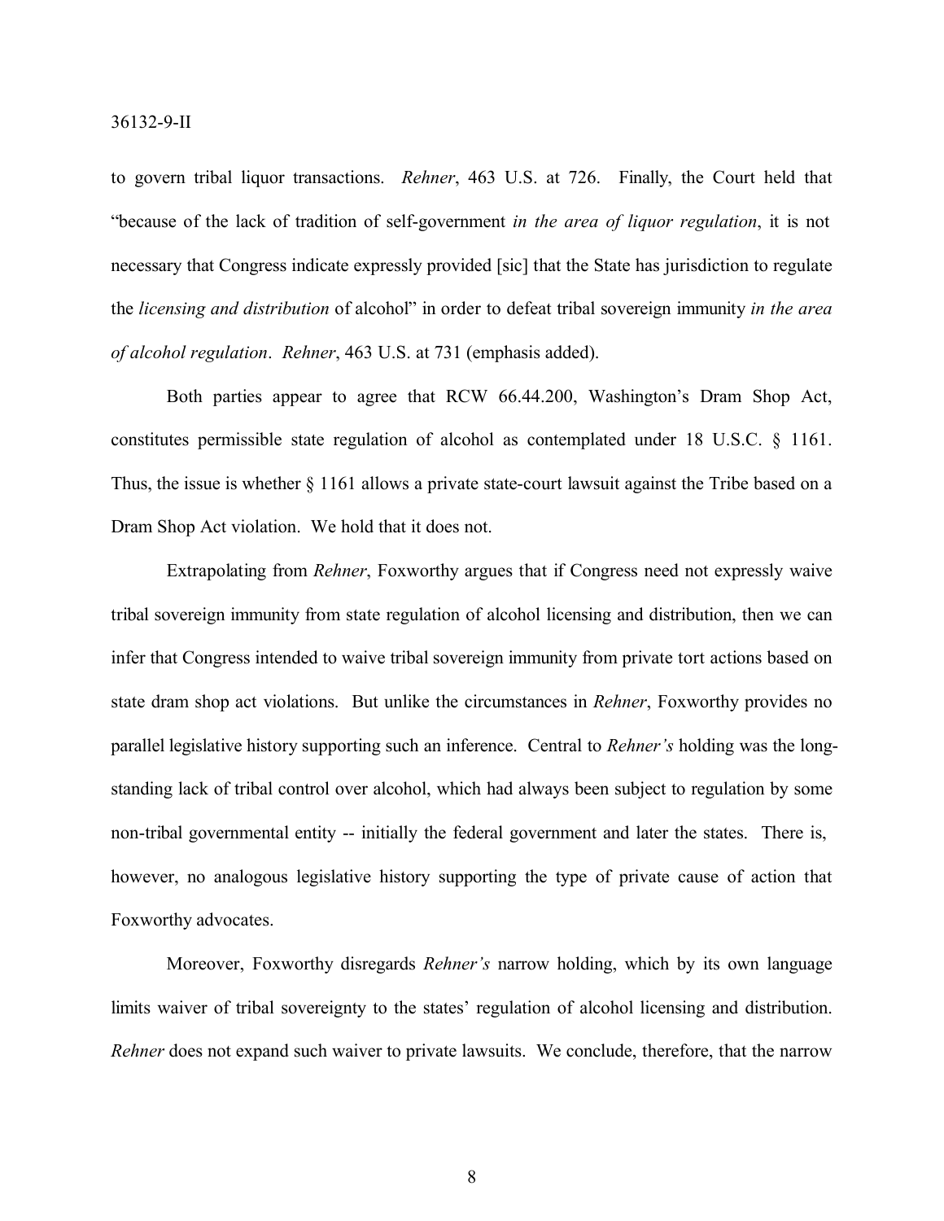to govern tribal liquor transactions. *Rehner*, 463 U.S. at 726. Finally, the Court held that "because of the lack of tradition of self-government *in the area of liquor regulation*, it is not necessary that Congress indicate expressly provided [sic] that the State has jurisdiction to regulate the *licensing and distribution* of alcohol" in order to defeat tribal sovereign immunity *in the area of alcohol regulation*. *Rehner*, 463 U.S. at 731 (emphasis added).

Both parties appear to agree that RCW 66.44.200, Washington's Dram Shop Act, constitutes permissible state regulation of alcohol as contemplated under 18 U.S.C. § 1161. Thus, the issue is whether § 1161 allows a private state-court lawsuit against the Tribe based on a Dram Shop Act violation. We hold that it does not.

Extrapolating from *Rehner*, Foxworthy argues that if Congress need not expressly waive tribal sovereign immunity from state regulation of alcohol licensing and distribution, then we can infer that Congress intended to waive tribal sovereign immunity from private tort actions based on state dram shop act violations. But unlike the circumstances in *Rehner*, Foxworthy provides no parallel legislative history supporting such an inference. Central to *Rehner's* holding was the long-standing lack of tribal control over alcohol, which had always been subject to regulation by some non-tribal governmental entity -- initially the federal government and later the states. There is, however, no analogous legislative history supporting the type of private cause of action that Foxworthy advocates.

Moreover, Foxworthy disregards *Rehner's* narrow holding, which by its own language limits waiver of tribal sovereignty to the states' regulation of alcohol licensing and distribution. *Rehner* does not expand such waiver to private lawsuits. We conclude, therefore, that the narrow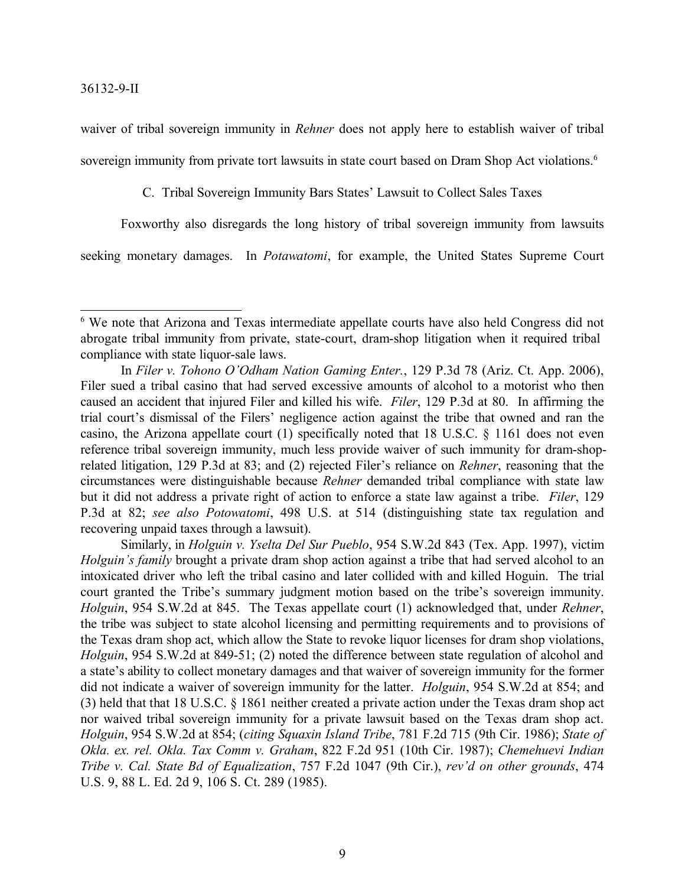waiver of tribal sovereign immunity in *Rehner* does not apply here to establish waiver of tribal sovereign immunity from private tort lawsuits in state court based on Dram Shop Act violations.[6]

C. Tribal Sovereign Immunity Bars States' Lawsuit to Collect Sales Taxes

Foxworthy also disregards the long history of tribal sovereign immunity from lawsuits seeking monetary damages. In *Potawatomi*, for example, the United States Supreme Court

---

[6] We note that Arizona and Texas intermediate appellate courts have also held Congress did not abrogate tribal immunity from private, state-court, dram-shop litigation when it required tribal compliance with state liquor-sale laws.

In *Filer v. Tohono O'Odham Nation Gaming Enter.*, 129 P.3d 78 (Ariz. Ct. App. 2006), Filer sued a tribal casino that had served excessive amounts of alcohol to a motorist who then caused an accident that injured Filer and killed his wife. *Filer*, 129 P.3d at 80. In affirming the trial court's dismissal of the Filers' negligence action against the tribe that owned and ran the casino, the Arizona appellate court (1) specifically noted that 18 U.S.C. § 1161 does not even reference tribal sovereign immunity, much less provide waiver of such immunity for dram-shop-related litigation, 129 P.3d at 83; and (2) rejected Filer's reliance on *Rehner*, reasoning that the circumstances were distinguishable because *Rehner* demanded tribal compliance with state law but it did not address a private right of action to enforce a state law against a tribe. *Filer*, 129 P.3d at 82; *see also Potowatomi*, 498 U.S. at 514 (distinguishing state tax regulation and recovering unpaid taxes through a lawsuit).

Similarly, in *Holguin v. Yselta Del Sur Pueblo*, 954 S.W.2d 843 (Tex. App. 1997), victim *Holguin's family* brought a private dram shop action against a tribe that had served alcohol to an intoxicated driver who left the tribal casino and later collided with and killed Hoguin. The trial court granted the Tribe's summary judgment motion based on the tribe's sovereign immunity. *Holguin*, 954 S.W.2d at 845. The Texas appellate court (1) acknowledged that, under *Rehner*, the tribe was subject to state alcohol licensing and permitting requirements and to provisions of the Texas dram shop act, which allow the State to revoke liquor licenses for dram shop violations, *Holguin*, 954 S.W.2d at 849-51; (2) noted the difference between state regulation of alcohol and a state's ability to collect monetary damages and that waiver of sovereign immunity for the former did not indicate a waiver of sovereign immunity for the latter. *Holguin*, 954 S.W.2d at 854; and (3) held that that 18 U.S.C. § 1861 neither created a private action under the Texas dram shop act nor waived tribal sovereign immunity for a private lawsuit based on the Texas dram shop act. *Holguin*, 954 S.W.2d at 854; (*citing Squaxin Island Tribe*, 781 F.2d 715 (9th Cir. 1986); *State of Okla. ex. rel. Okla. Tax Comm v. Graham*, 822 F.2d 951 (10th Cir. 1987); *Chemehuevi Indian Tribe v. Cal. State Bd of Equalization*, 757 F.2d 1047 (9th Cir.), *rev'd on other grounds*, 474 U.S. 9, 88 L. Ed. 2d 9, 106 S. Ct. 289 (1985).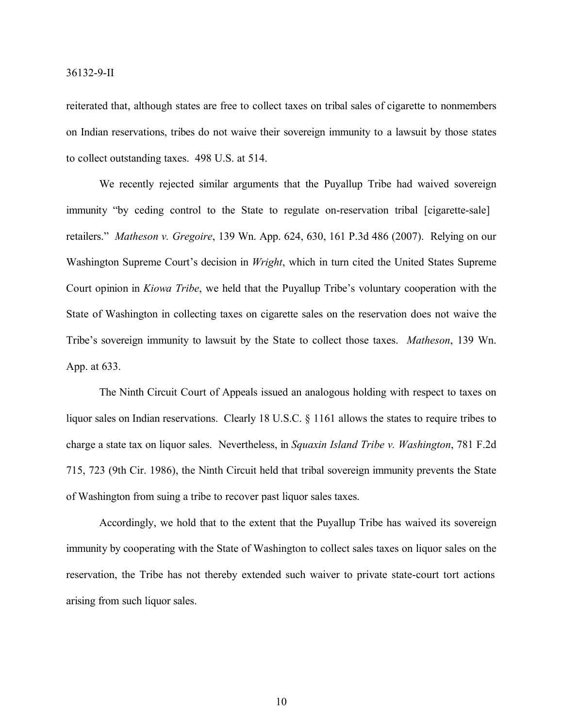reiterated that, although states are free to collect taxes on tribal sales of cigarette to nonmembers on Indian reservations, tribes do not waive their sovereign immunity to a lawsuit by those states to collect outstanding taxes. 498 U.S. at 514.

We recently rejected similar arguments that the Puyallup Tribe had waived sovereign immunity "by ceding control to the State to regulate on-reservation tribal [cigarette-sale] retailers." *Matheson v. Gregoire*, 139 Wn. App. 624, 630, 161 P.3d 486 (2007). Relying on our Washington Supreme Court's decision in *Wright*, which in turn cited the United States Supreme Court opinion in *Kiowa Tribe*, we held that the Puyallup Tribe's voluntary cooperation with the State of Washington in collecting taxes on cigarette sales on the reservation does not waive the Tribe's sovereign immunity to lawsuit by the State to collect those taxes. *Matheson*, 139 Wn. App. at 633.

The Ninth Circuit Court of Appeals issued an analogous holding with respect to taxes on liquor sales on Indian reservations. Clearly 18 U.S.C. § 1161 allows the states to require tribes to charge a state tax on liquor sales. Nevertheless, in *Squaxin Island Tribe v. Washington*, 781 F.2d 715, 723 (9th Cir. 1986), the Ninth Circuit held that tribal sovereign immunity prevents the State of Washington from suing a tribe to recover past liquor sales taxes.

Accordingly, we hold that to the extent that the Puyallup Tribe has waived its sovereign immunity by cooperating with the State of Washington to collect sales taxes on liquor sales on the reservation, the Tribe has not thereby extended such waiver to private state-court tort actions arising from such liquor sales.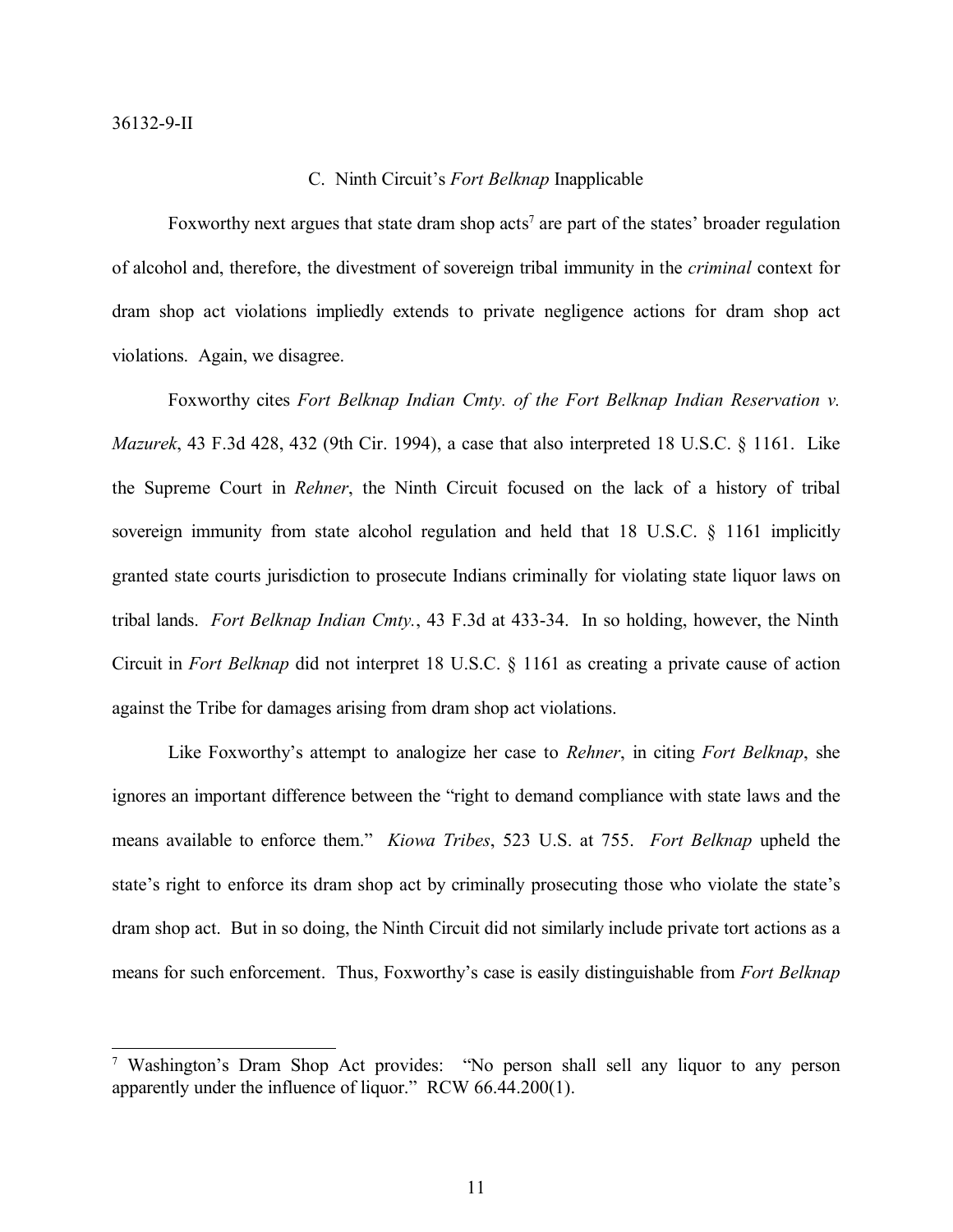### C. Ninth Circuit's *Fort Belknap* Inapplicable

Foxworthy next argues that state dram shop acts[7] are part of the states' broader regulation of alcohol and, therefore, the divestment of sovereign tribal immunity in the *criminal* context for dram shop act violations impliedly extends to private negligence actions for dram shop act violations. Again, we disagree.

Foxworthy cites *Fort Belknap Indian Cmty. of the Fort Belknap Indian Reservation v. Mazurek*, 43 F.3d 428, 432 (9th Cir. 1994), a case that also interpreted 18 U.S.C. § 1161. Like the Supreme Court in *Rehner*, the Ninth Circuit focused on the lack of a history of tribal sovereign immunity from state alcohol regulation and held that 18 U.S.C. § 1161 implicitly granted state courts jurisdiction to prosecute Indians criminally for violating state liquor laws on tribal lands. *Fort Belknap Indian Cmty.*, 43 F.3d at 433-34. In so holding, however, the Ninth Circuit in *Fort Belknap* did not interpret 18 U.S.C. § 1161 as creating a private cause of action against the Tribe for damages arising from dram shop act violations.

Like Foxworthy's attempt to analogize her case to *Rehner*, in citing *Fort Belknap*, she ignores an important difference between the "right to demand compliance with state laws and the means available to enforce them." *Kiowa Tribes*, 523 U.S. at 755. *Fort Belknap* upheld the state's right to enforce its dram shop act by criminally prosecuting those who violate the state's dram shop act. But in so doing, the Ninth Circuit did not similarly include private tort actions as a means for such enforcement. Thus, Foxworthy's case is easily distinguishable from *Fort Belknap*

---

[7] Washington's Dram Shop Act provides: "No person shall sell any liquor to any person apparently under the influence of liquor." RCW 66.44.200(1).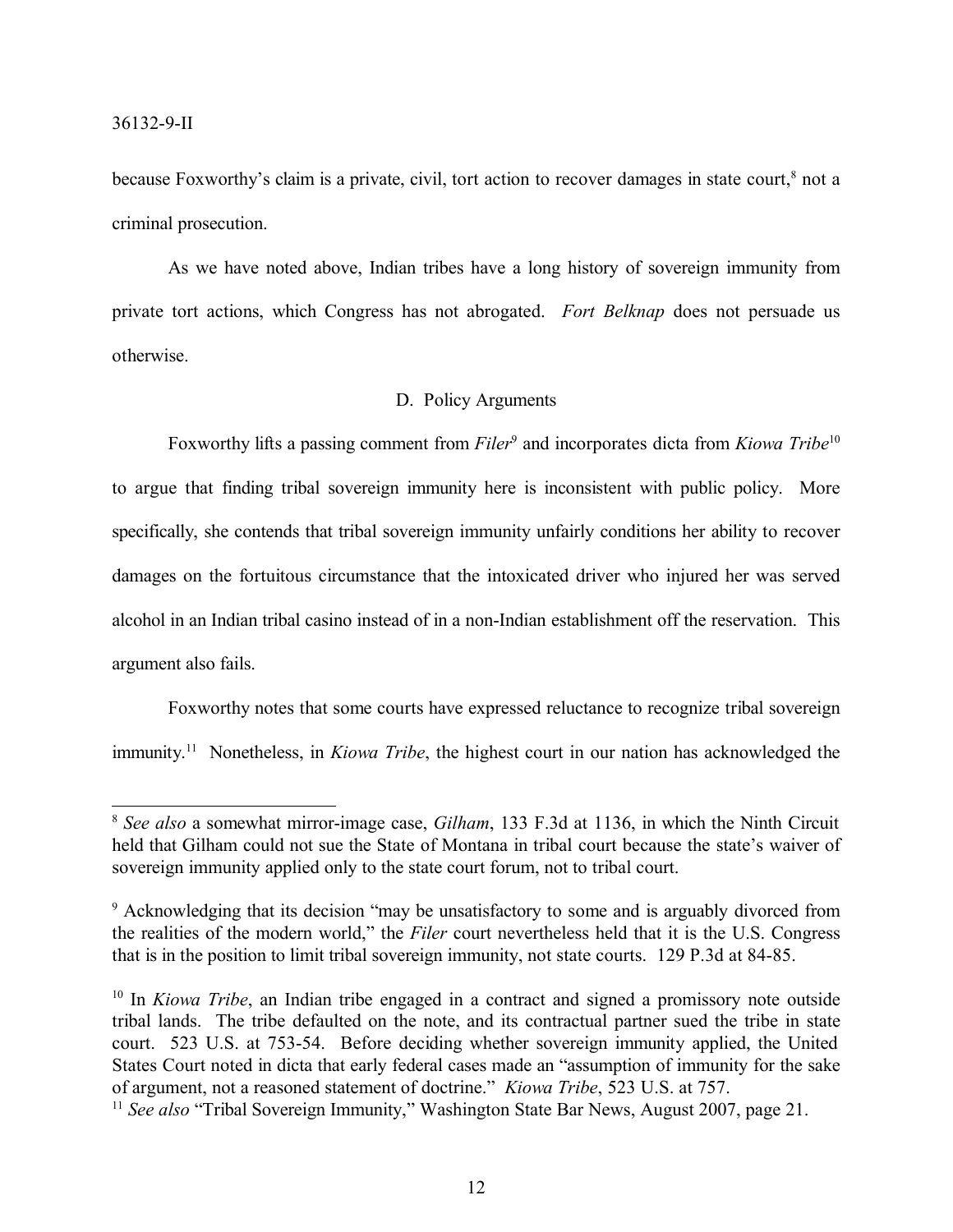because Foxworthy's claim is a private, civil, tort action to recover damages in state court,[8] not a criminal prosecution.

As we have noted above, Indian tribes have a long history of sovereign immunity from private tort actions, which Congress has not abrogated. *Fort Belknap* does not persuade us otherwise.

### D. Policy Arguments

Foxworthy lifts a passing comment from *Filer*[9] and incorporates dicta from *Kiowa Tribe*[10] to argue that finding tribal sovereign immunity here is inconsistent with public policy. More specifically, she contends that tribal sovereign immunity unfairly conditions her ability to recover damages on the fortuitous circumstance that the intoxicated driver who injured her was served alcohol in an Indian tribal casino instead of in a non-Indian establishment off the reservation. This argument also fails.

Foxworthy notes that some courts have expressed reluctance to recognize tribal sovereign immunity.[11] Nonetheless, in *Kiowa Tribe*, the highest court in our nation has acknowledged the

---

[8] *See also* a somewhat mirror-image case, *Gilham*, 133 F.3d at 1136, in which the Ninth Circuit held that Gilham could not sue the State of Montana in tribal court because the state's waiver of sovereign immunity applied only to the state court forum, not to tribal court.

[9] Acknowledging that its decision "may be unsatisfactory to some and is arguably divorced from the realities of the modern world," the *Filer* court nevertheless held that it is the U.S. Congress that is in the position to limit tribal sovereign immunity, not state courts. 129 P.3d at 84-85.

[10] In *Kiowa Tribe*, an Indian tribe engaged in a contract and signed a promissory note outside tribal lands. The tribe defaulted on the note, and its contractual partner sued the tribe in state court. 523 U.S. at 753-54. Before deciding whether sovereign immunity applied, the United States Court noted in dicta that early federal cases made an "assumption of immunity for the sake of argument, not a reasoned statement of doctrine." *Kiowa Tribe*, 523 U.S. at 757.

[11] *See also* "Tribal Sovereign Immunity," Washington State Bar News, August 2007, page 21.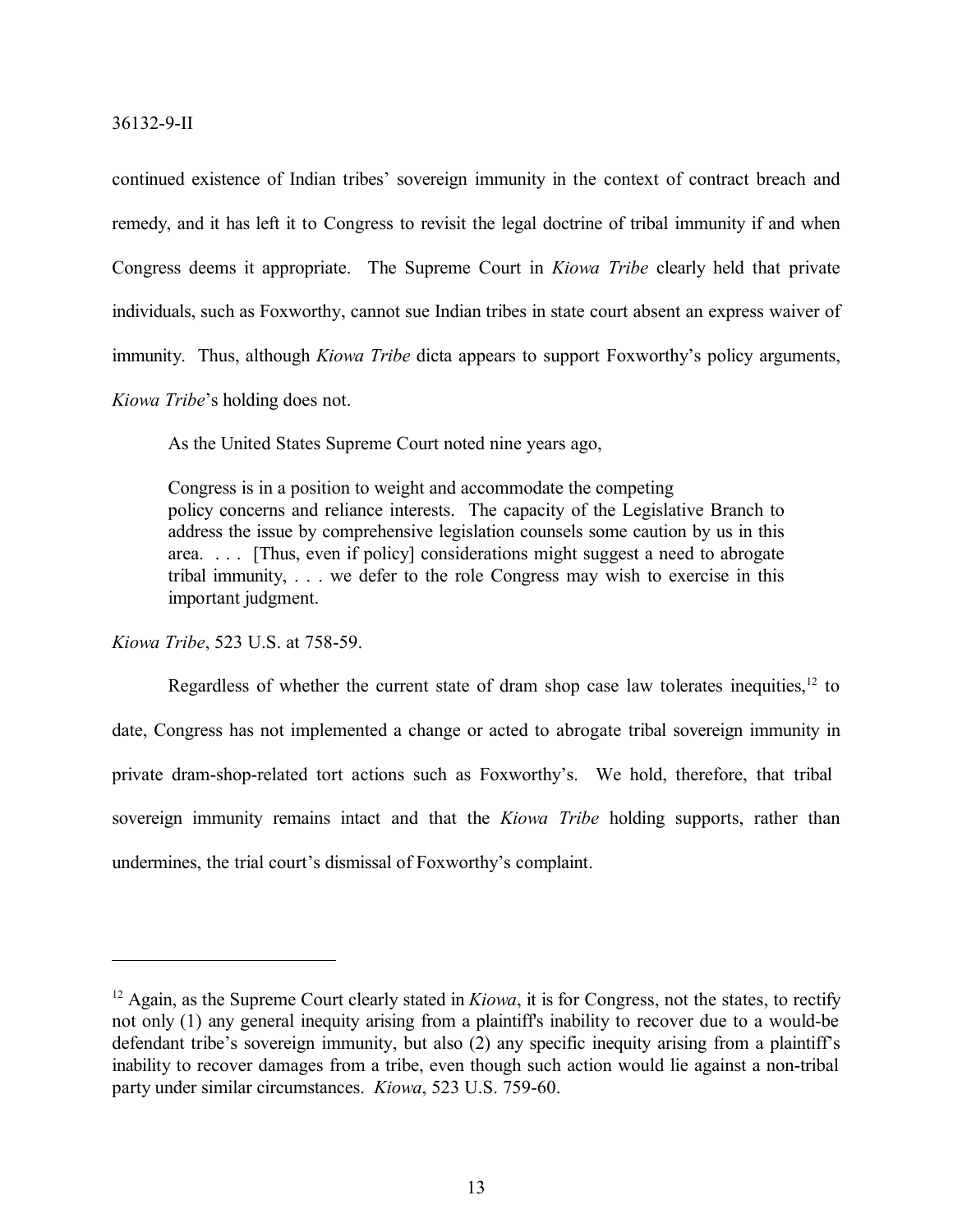continued existence of Indian tribes' sovereign immunity in the context of contract breach and remedy, and it has left it to Congress to revisit the legal doctrine of tribal immunity if and when Congress deems it appropriate. The Supreme Court in *Kiowa Tribe* clearly held that private individuals, such as Foxworthy, cannot sue Indian tribes in state court absent an express waiver of immunity. Thus, although *Kiowa Tribe* dicta appears to support Foxworthy's policy arguments, *Kiowa Tribe*'s holding does not.

As the United States Supreme Court noted nine years ago,

> Congress is in a position to weight and accommodate the competing policy concerns and reliance interests. The capacity of the Legislative Branch to address the issue by comprehensive legislation counsels some caution by us in this area. . . . [Thus, even if policy] considerations might suggest a need to abrogate tribal immunity, . . . we defer to the role Congress may wish to exercise in this important judgment.

*Kiowa Tribe*, 523 U.S. at 758-59.

Regardless of whether the current state of dram shop case law tolerates inequities,[12] to date, Congress has not implemented a change or acted to abrogate tribal sovereign immunity in private dram-shop-related tort actions such as Foxworthy's. We hold, therefore, that tribal sovereign immunity remains intact and that the *Kiowa Tribe* holding supports, rather than undermines, the trial court's dismissal of Foxworthy's complaint.

---

[12] Again, as the Supreme Court clearly stated in *Kiowa*, it is for Congress, not the states, to rectify not only (1) any general inequity arising from a plaintiff's inability to recover due to a would-be defendant tribe's sovereign immunity, but also (2) any specific inequity arising from a plaintiff's inability to recover damages from a tribe, even though such action would lie against a non-tribal party under similar circumstances. *Kiowa*, 523 U.S. 759-60.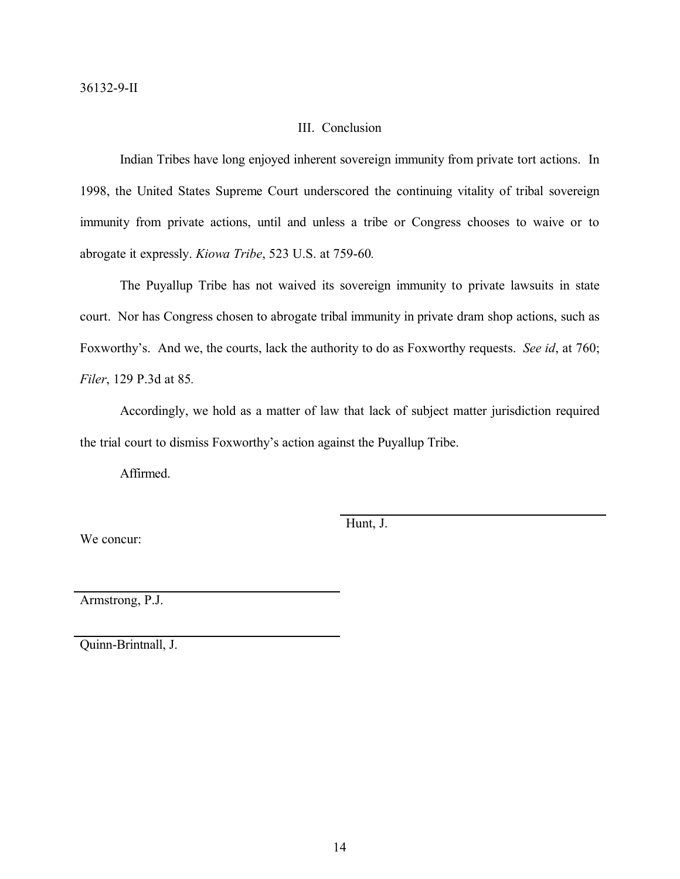### III. Conclusion

Indian Tribes have long enjoyed inherent sovereign immunity from private tort actions. In 1998, the United States Supreme Court underscored the continuing vitality of tribal sovereign immunity from private actions, until and unless a tribe or Congress chooses to waive or to abrogate it expressly. *Kiowa Tribe*, 523 U.S. at 759-60.

The Puyallup Tribe has not waived its sovereign immunity to private lawsuits in state court. Nor has Congress chosen to abrogate tribal immunity in private dram shop actions, such as Foxworthy's. And we, the courts, lack the authority to do as Foxworthy requests. *See id*, at 760; *Filer*, 129 P.3d at 85.

Accordingly, we hold as a matter of law that lack of subject matter jurisdiction required the trial court to dismiss Foxworthy's action against the Puyallup Tribe.

Affirmed.

Hunt, J.

We concur:

Armstrong, P.J.

Quinn-Brintnall, J.